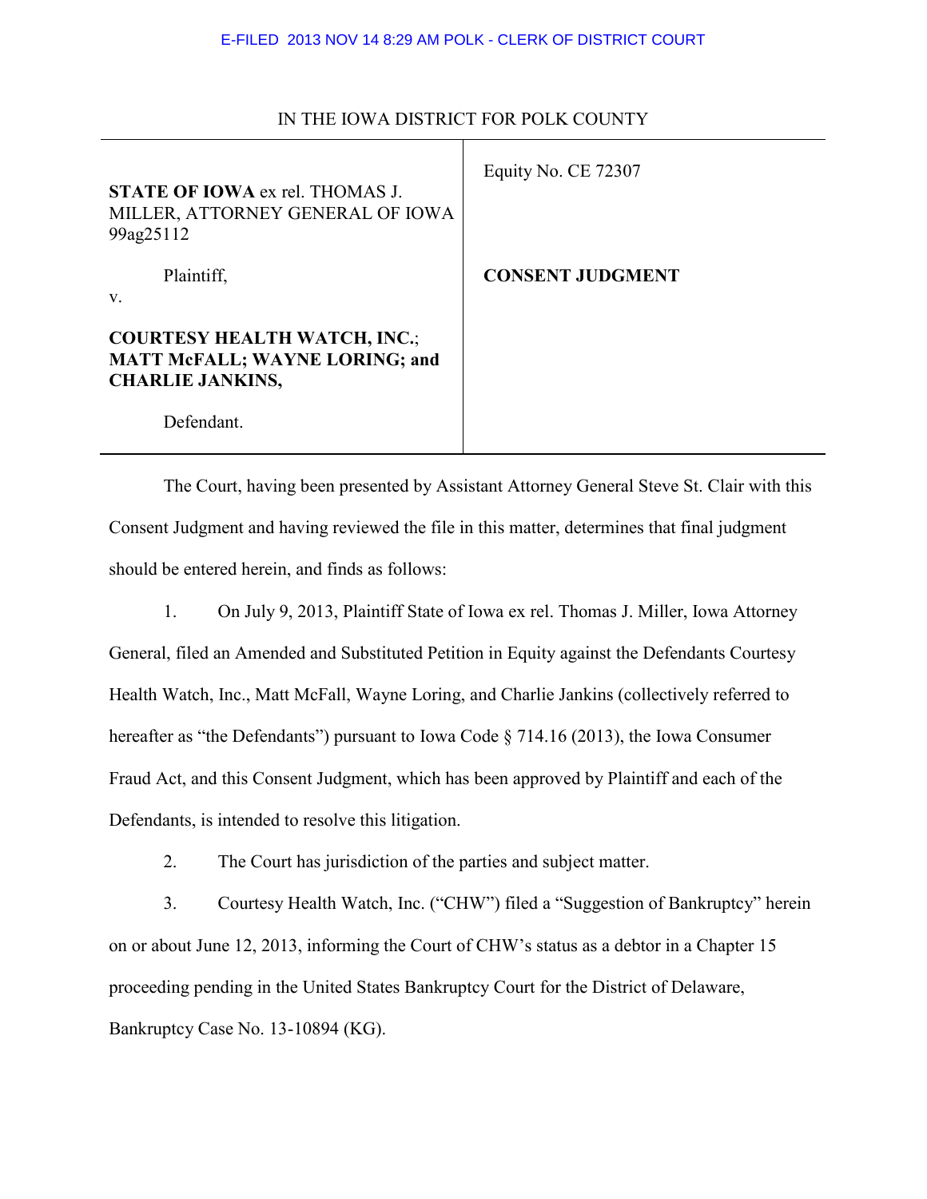E-FILED 2013 NOV 14 8:29 AM POLK - CLERK OF DISTRICT COURT

IN THE IOWA DISTRICT FOR POLK COUNTY

| | |
|---|---|
| **STATE OF IOWA** ex rel. THOMAS J. MILLER, ATTORNEY GENERAL OF IOWA 99ag25112<br><br>Plaintiff,<br>v.<br><br>**COURTESY HEALTH WATCH, INC.**; **MATT McFALL; WAYNE LORING; and CHARLIE JANKINS,**<br><br>Defendant. | Equity No. CE 72307<br><br>**CONSENT JUDGMENT** |

The Court, having been presented by Assistant Attorney General Steve St. Clair with this Consent Judgment and having reviewed the file in this matter, determines that final judgment should be entered herein, and finds as follows:

1. On July 9, 2013, Plaintiff State of Iowa ex rel. Thomas J. Miller, Iowa Attorney General, filed an Amended and Substituted Petition in Equity against the Defendants Courtesy Health Watch, Inc., Matt McFall, Wayne Loring, and Charlie Jankins (collectively referred to hereafter as "the Defendants") pursuant to Iowa Code § 714.16 (2013), the Iowa Consumer Fraud Act, and this Consent Judgment, which has been approved by Plaintiff and each of the Defendants, is intended to resolve this litigation.

2. The Court has jurisdiction of the parties and subject matter.

3. Courtesy Health Watch, Inc. ("CHW") filed a "Suggestion of Bankruptcy" herein on or about June 12, 2013, informing the Court of CHW's status as a debtor in a Chapter 15 proceeding pending in the United States Bankruptcy Court for the District of Delaware, Bankruptcy Case No. 13-10894 (KG).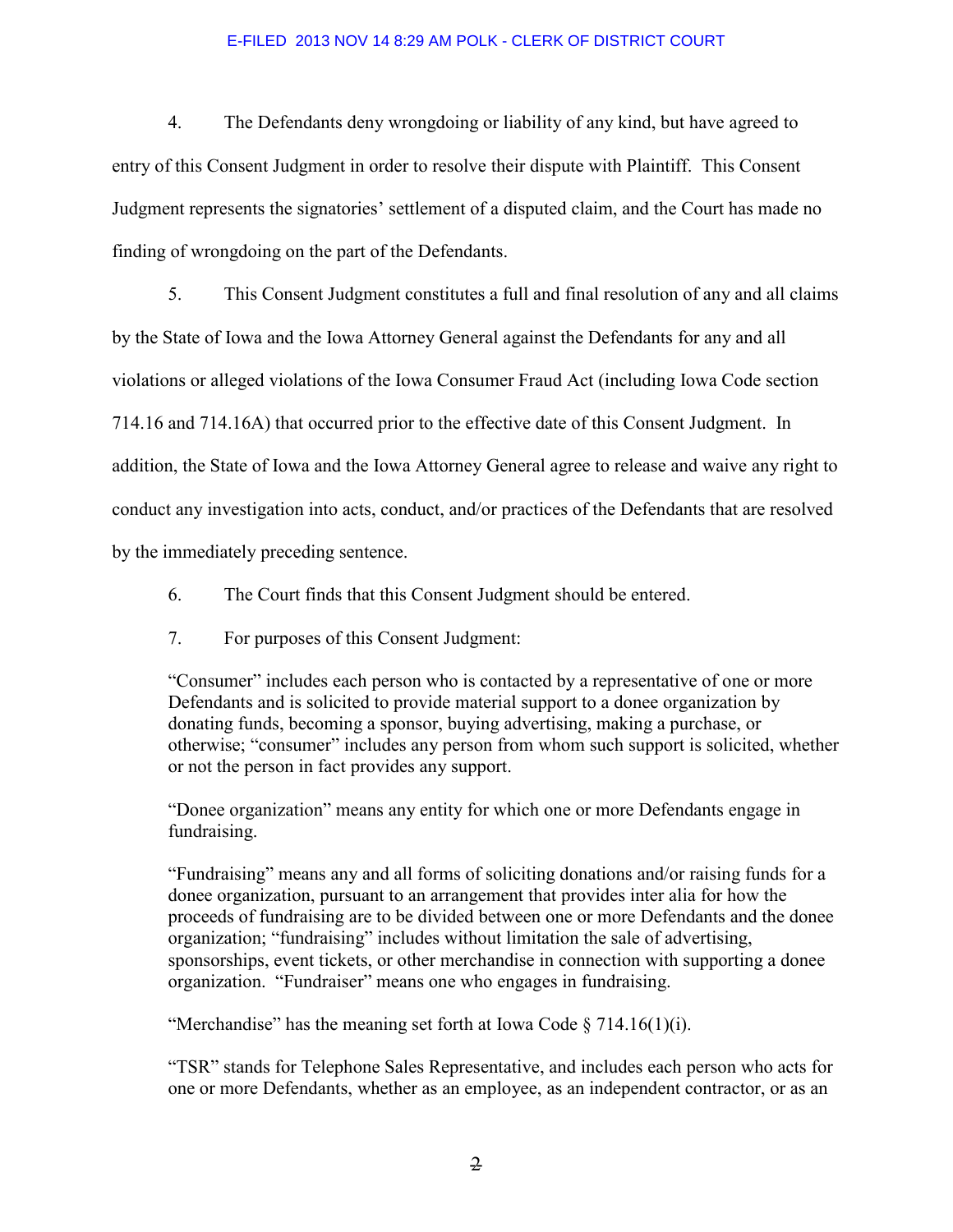4. The Defendants deny wrongdoing or liability of any kind, but have agreed to entry of this Consent Judgment in order to resolve their dispute with Plaintiff. This Consent Judgment represents the signatories' settlement of a disputed claim, and the Court has made no finding of wrongdoing on the part of the Defendants.

5. This Consent Judgment constitutes a full and final resolution of any and all claims by the State of Iowa and the Iowa Attorney General against the Defendants for any and all violations or alleged violations of the Iowa Consumer Fraud Act (including Iowa Code section 714.16 and 714.16A) that occurred prior to the effective date of this Consent Judgment. In addition, the State of Iowa and the Iowa Attorney General agree to release and waive any right to conduct any investigation into acts, conduct, and/or practices of the Defendants that are resolved by the immediately preceding sentence.

6. The Court finds that this Consent Judgment should be entered.

7. For purposes of this Consent Judgment:

> "Consumer" includes each person who is contacted by a representative of one or more Defendants and is solicited to provide material support to a donee organization by donating funds, becoming a sponsor, buying advertising, making a purchase, or otherwise; "consumer" includes any person from whom such support is solicited, whether or not the person in fact provides any support.
>
> "Donee organization" means any entity for which one or more Defendants engage in fundraising.
>
> "Fundraising" means any and all forms of soliciting donations and/or raising funds for a donee organization, pursuant to an arrangement that provides inter alia for how the proceeds of fundraising are to be divided between one or more Defendants and the donee organization; "fundraising" includes without limitation the sale of advertising, sponsorships, event tickets, or other merchandise in connection with supporting a donee organization. "Fundraiser" means one who engages in fundraising.
>
> "Merchandise" has the meaning set forth at Iowa Code § 714.16(1)(i).
>
> "TSR" stands for Telephone Sales Representative, and includes each person who acts for one or more Defendants, whether as an employee, as an independent contractor, or as an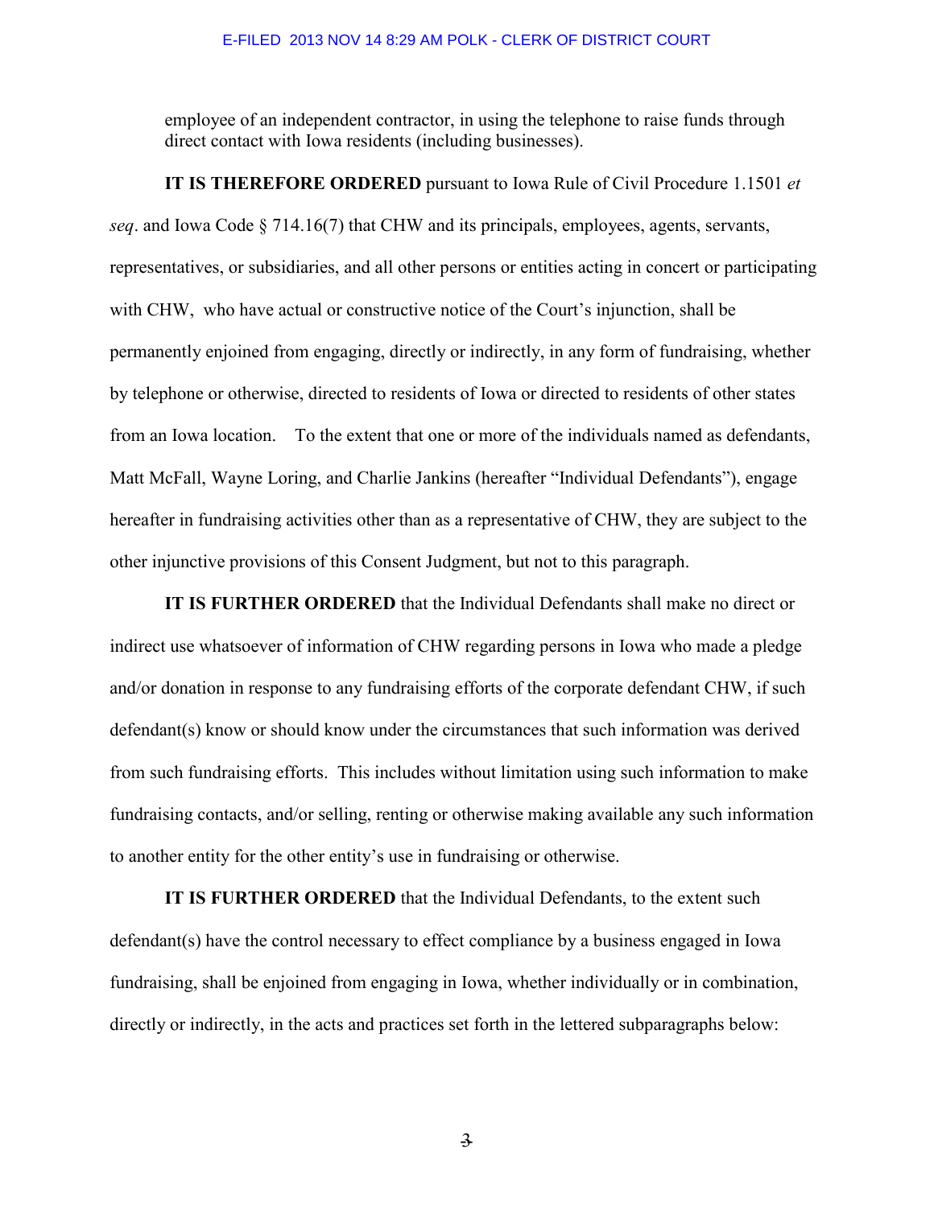employee of an independent contractor, in using the telephone to raise funds through direct contact with Iowa residents (including businesses).

**IT IS THEREFORE ORDERED** pursuant to Iowa Rule of Civil Procedure 1.1501 *et seq*. and Iowa Code § 714.16(7) that CHW and its principals, employees, agents, servants, representatives, or subsidiaries, and all other persons or entities acting in concert or participating with CHW, who have actual or constructive notice of the Court's injunction, shall be permanently enjoined from engaging, directly or indirectly, in any form of fundraising, whether by telephone or otherwise, directed to residents of Iowa or directed to residents of other states from an Iowa location. To the extent that one or more of the individuals named as defendants, Matt McFall, Wayne Loring, and Charlie Jankins (hereafter "Individual Defendants"), engage hereafter in fundraising activities other than as a representative of CHW, they are subject to the other injunctive provisions of this Consent Judgment, but not to this paragraph.

**IT IS FURTHER ORDERED** that the Individual Defendants shall make no direct or indirect use whatsoever of information of CHW regarding persons in Iowa who made a pledge and/or donation in response to any fundraising efforts of the corporate defendant CHW, if such defendant(s) know or should know under the circumstances that such information was derived from such fundraising efforts. This includes without limitation using such information to make fundraising contacts, and/or selling, renting or otherwise making available any such information to another entity for the other entity's use in fundraising or otherwise.

**IT IS FURTHER ORDERED** that the Individual Defendants, to the extent such defendant(s) have the control necessary to effect compliance by a business engaged in Iowa fundraising, shall be enjoined from engaging in Iowa, whether individually or in combination, directly or indirectly, in the acts and practices set forth in the lettered subparagraphs below: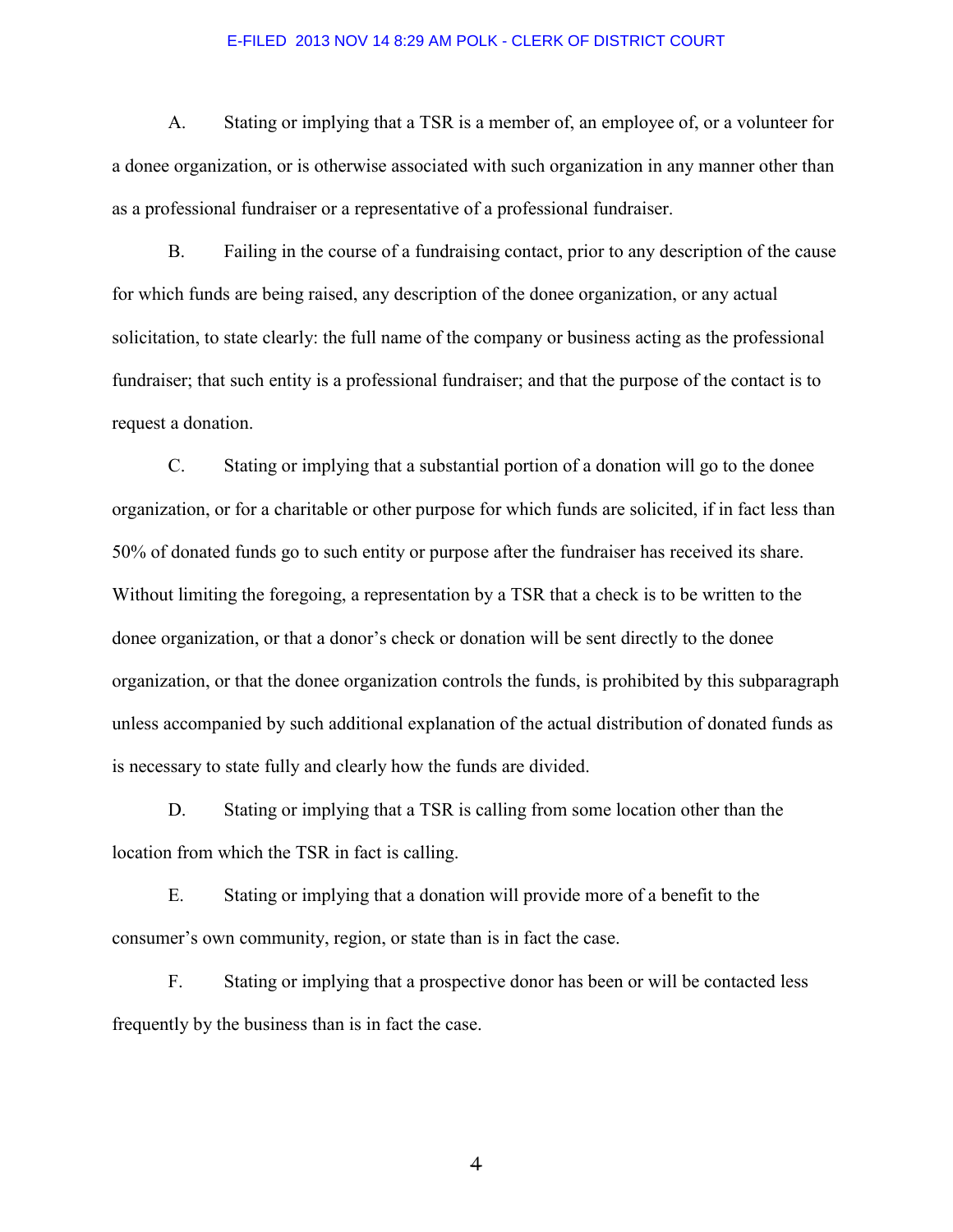A. Stating or implying that a TSR is a member of, an employee of, or a volunteer for a donee organization, or is otherwise associated with such organization in any manner other than as a professional fundraiser or a representative of a professional fundraiser.

B. Failing in the course of a fundraising contact, prior to any description of the cause for which funds are being raised, any description of the donee organization, or any actual solicitation, to state clearly: the full name of the company or business acting as the professional fundraiser; that such entity is a professional fundraiser; and that the purpose of the contact is to request a donation.

C. Stating or implying that a substantial portion of a donation will go to the donee organization, or for a charitable or other purpose for which funds are solicited, if in fact less than 50% of donated funds go to such entity or purpose after the fundraiser has received its share. Without limiting the foregoing, a representation by a TSR that a check is to be written to the donee organization, or that a donor's check or donation will be sent directly to the donee organization, or that the donee organization controls the funds, is prohibited by this subparagraph unless accompanied by such additional explanation of the actual distribution of donated funds as is necessary to state fully and clearly how the funds are divided.

D. Stating or implying that a TSR is calling from some location other than the location from which the TSR in fact is calling.

E. Stating or implying that a donation will provide more of a benefit to the consumer's own community, region, or state than is in fact the case.

F. Stating or implying that a prospective donor has been or will be contacted less frequently by the business than is in fact the case.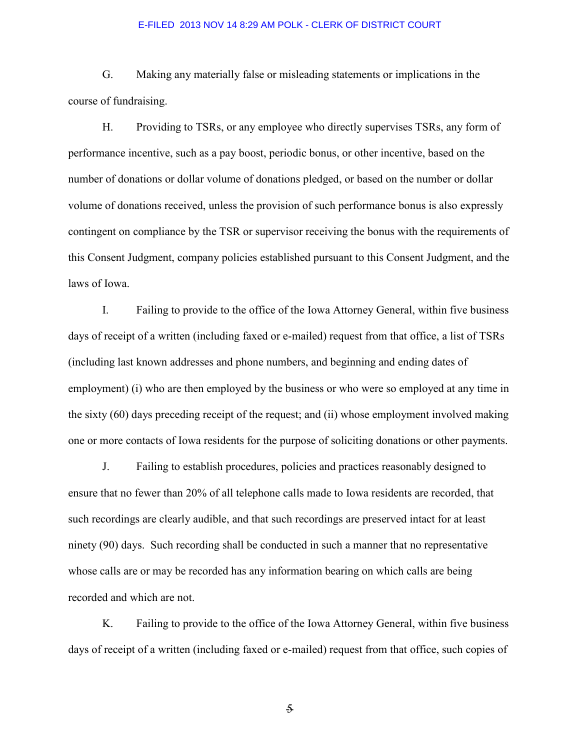G. Making any materially false or misleading statements or implications in the course of fundraising.

H. Providing to TSRs, or any employee who directly supervises TSRs, any form of performance incentive, such as a pay boost, periodic bonus, or other incentive, based on the number of donations or dollar volume of donations pledged, or based on the number or dollar volume of donations received, unless the provision of such performance bonus is also expressly contingent on compliance by the TSR or supervisor receiving the bonus with the requirements of this Consent Judgment, company policies established pursuant to this Consent Judgment, and the laws of Iowa.

I. Failing to provide to the office of the Iowa Attorney General, within five business days of receipt of a written (including faxed or e-mailed) request from that office, a list of TSRs (including last known addresses and phone numbers, and beginning and ending dates of employment) (i) who are then employed by the business or who were so employed at any time in the sixty (60) days preceding receipt of the request; and (ii) whose employment involved making one or more contacts of Iowa residents for the purpose of soliciting donations or other payments.

J. Failing to establish procedures, policies and practices reasonably designed to ensure that no fewer than 20% of all telephone calls made to Iowa residents are recorded, that such recordings are clearly audible, and that such recordings are preserved intact for at least ninety (90) days. Such recording shall be conducted in such a manner that no representative whose calls are or may be recorded has any information bearing on which calls are being recorded and which are not.

K. Failing to provide to the office of the Iowa Attorney General, within five business days of receipt of a written (including faxed or e-mailed) request from that office, such copies of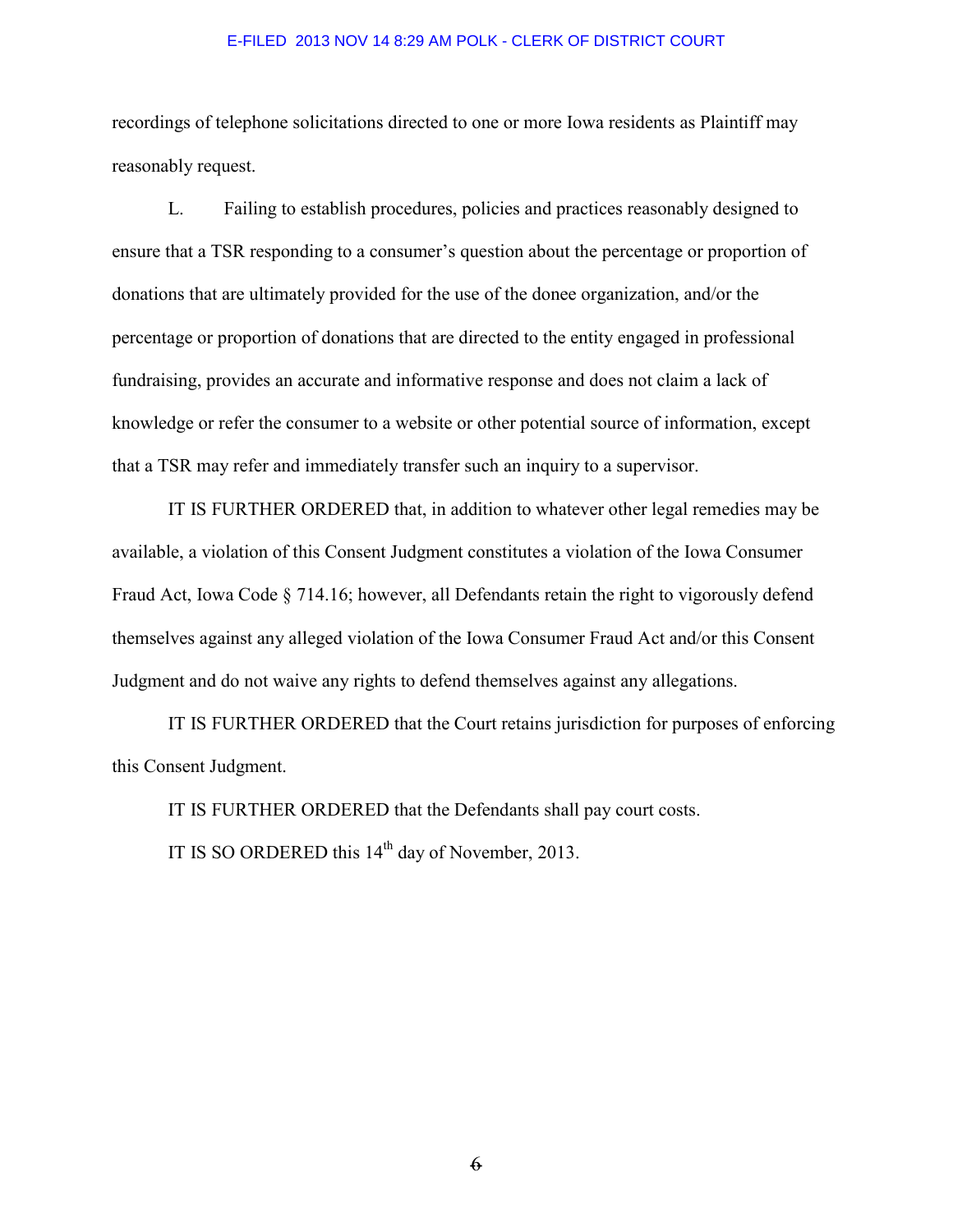recordings of telephone solicitations directed to one or more Iowa residents as Plaintiff may reasonably request.

L. Failing to establish procedures, policies and practices reasonably designed to ensure that a TSR responding to a consumer's question about the percentage or proportion of donations that are ultimately provided for the use of the donee organization, and/or the percentage or proportion of donations that are directed to the entity engaged in professional fundraising, provides an accurate and informative response and does not claim a lack of knowledge or refer the consumer to a website or other potential source of information, except that a TSR may refer and immediately transfer such an inquiry to a supervisor.

IT IS FURTHER ORDERED that, in addition to whatever other legal remedies may be available, a violation of this Consent Judgment constitutes a violation of the Iowa Consumer Fraud Act, Iowa Code § 714.16; however, all Defendants retain the right to vigorously defend themselves against any alleged violation of the Iowa Consumer Fraud Act and/or this Consent Judgment and do not waive any rights to defend themselves against any allegations.

IT IS FURTHER ORDERED that the Court retains jurisdiction for purposes of enforcing this Consent Judgment.

IT IS FURTHER ORDERED that the Defendants shall pay court costs.

IT IS SO ORDERED this 14th day of November, 2013.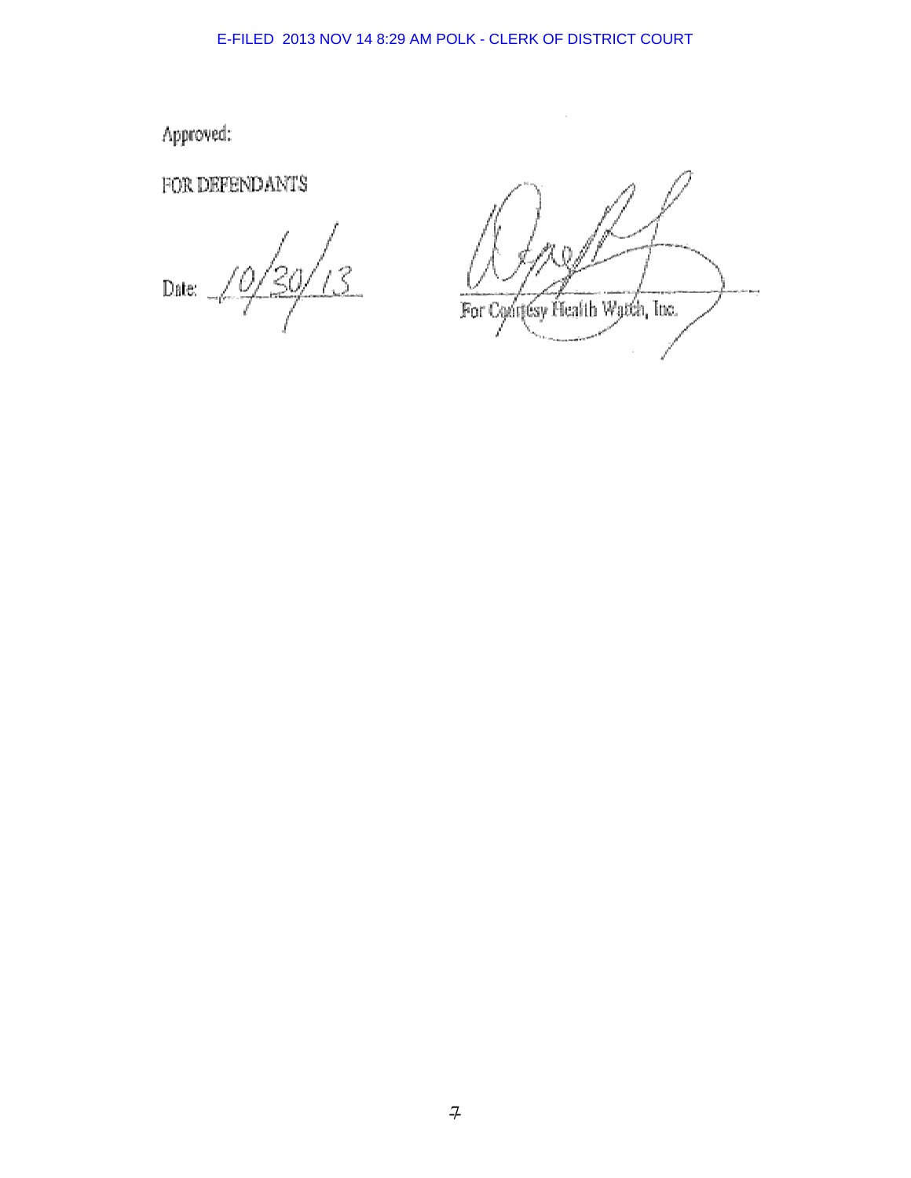Approved:

FOR DEFENDANTS

Date: 10/30/13

For Courtesy Health Watch, Inc.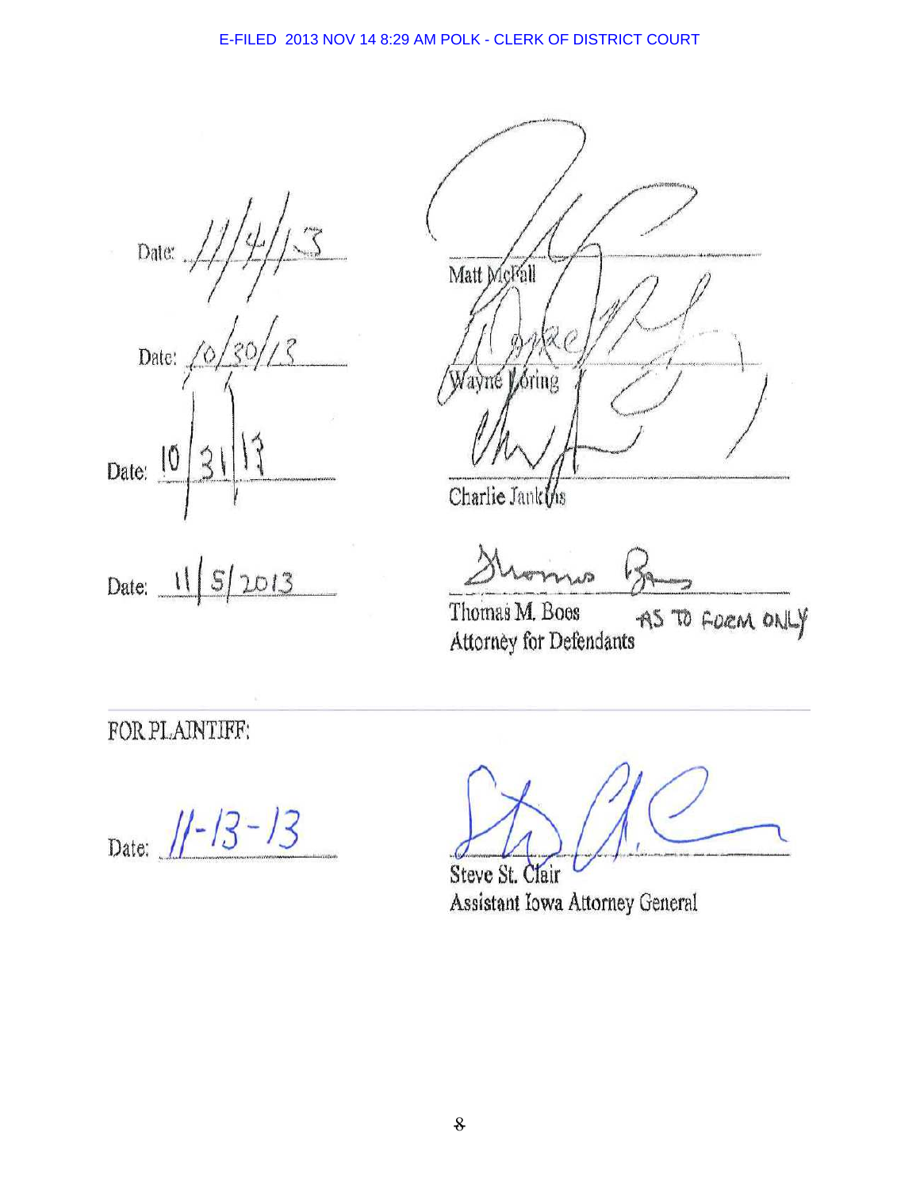E-FILED 2013 NOV 14 8:29 AM POLK - CLERK OF DISTRICT COURT

Date: 11/4/13 &nbsp;&nbsp;&nbsp;&nbsp;&nbsp;&nbsp;&nbsp;&nbsp; Matt McFall

Date: 10/30/13 &nbsp;&nbsp;&nbsp;&nbsp;&nbsp;&nbsp;&nbsp;&nbsp; Wayne Loring

Date: 10/31/13 &nbsp;&nbsp;&nbsp;&nbsp;&nbsp;&nbsp;&nbsp;&nbsp; Charlie Jankins

Date: 11/5/2013 &nbsp;&nbsp;&nbsp;&nbsp;&nbsp;&nbsp;&nbsp;&nbsp; Thomas M. Boes
Attorney for Defendants &nbsp;&nbsp; AS TO FORM ONLY

---

FOR PLAINTIFF:

Date: 11-13-13 &nbsp;&nbsp;&nbsp;&nbsp;&nbsp;&nbsp;&nbsp;&nbsp; Steve St. Clair
Assistant Iowa Attorney General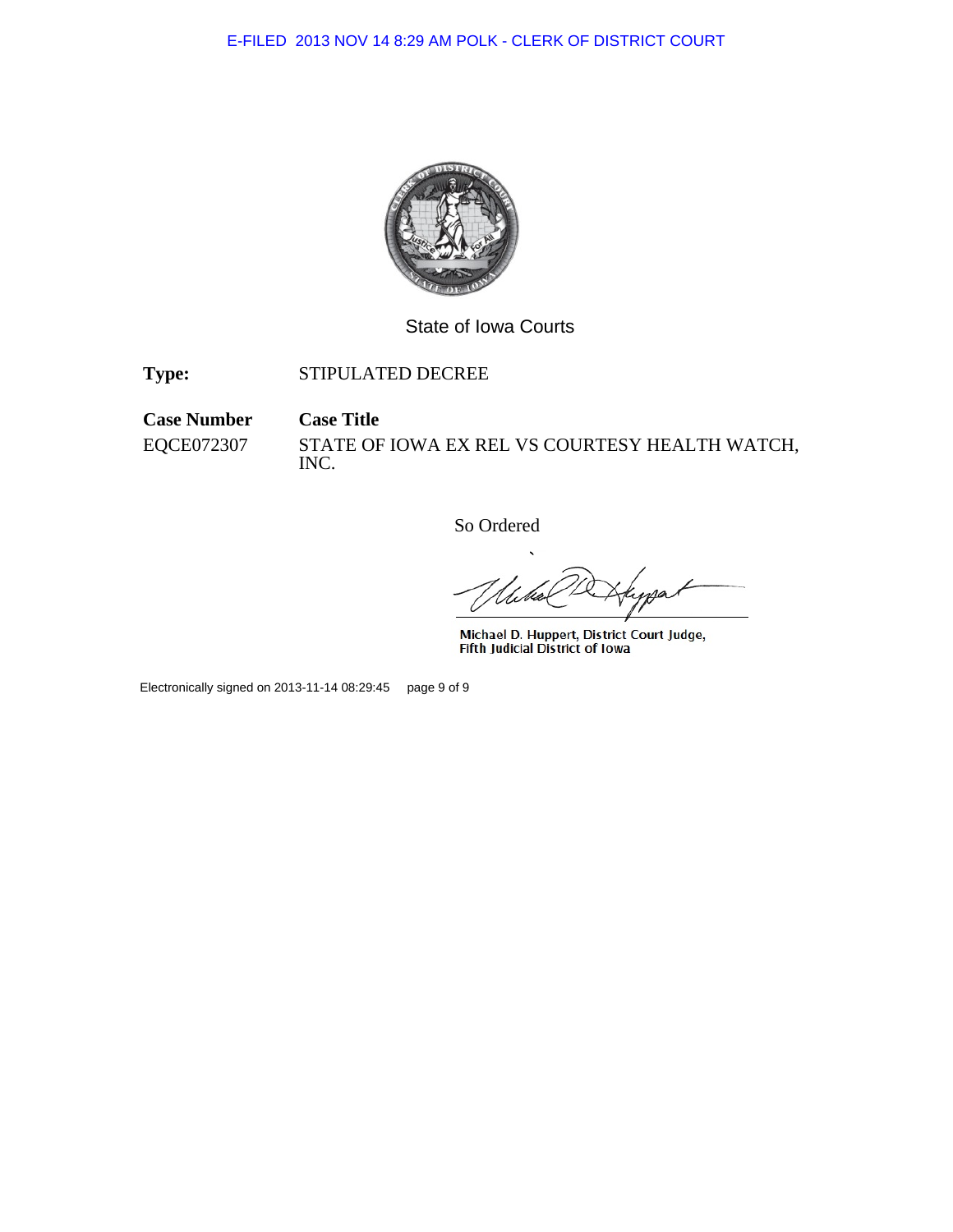State of Iowa Courts

**Type:** STIPULATED DECREE

| **Case Number** | **Case Title** |
| --- | --- |
| EQCE072307 | STATE OF IOWA EX REL VS COURTESY HEALTH WATCH, INC. |

So Ordered

Michael D. Huppert, District Court Judge,
Fifth Judicial District of Iowa

Electronically signed on 2013-11-14 08:29:45